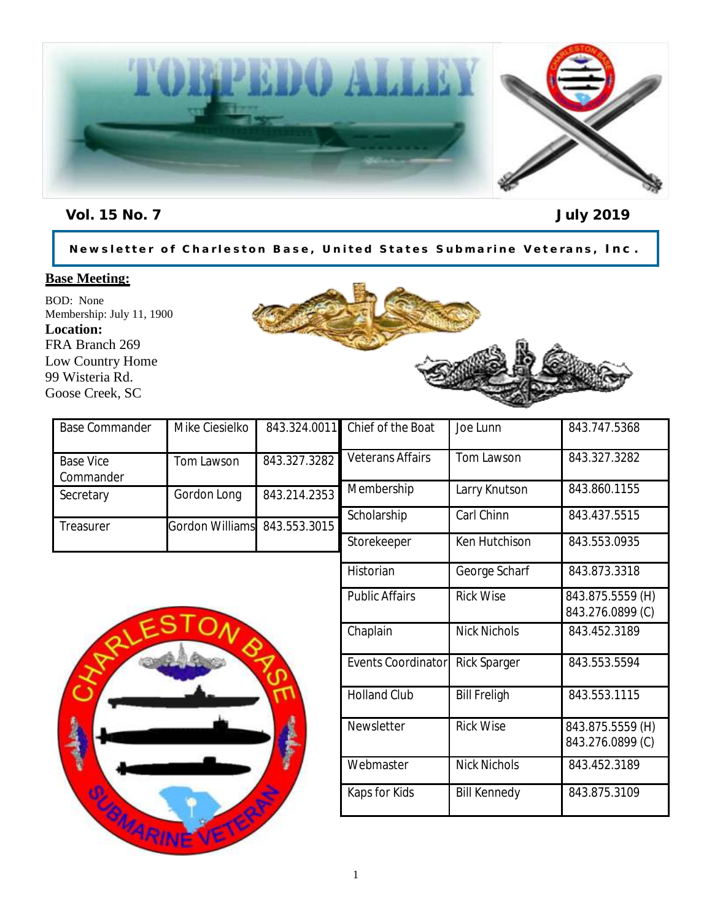# TORPEDO ALLEY

**Vol. 15 No. 7** **July 2019**

**Newsletter of Charleston Base, United States Submarine Veterans, Inc.**

**Base Meeting:**

BOD: None
Membership: July 11, 1900

**Location:**
FRA Branch 269
Low Country Home
99 Wisteria Rd.
Goose Creek, SC

| | | |
|---|---|---|
| Base Commander | Mike Ciesielko | 843.324.0011 |
| Base Vice Commander | Tom Lawson | 843.327.3282 |
| Secretary | Gordon Long | 843.214.2353 |
| Treasurer | Gordon Williams | 843.553.3015 |

| | | |
|---|---|---|
| Chief of the Boat | Joe Lunn | 843.747.5368 |
| Veterans Affairs | Tom Lawson | 843.327.3282 |
| Membership | Larry Knutson | 843.860.1155 |
| Scholarship | Carl Chinn | 843.437.5515 |
| Storekeeper | Ken Hutchison | 843.553.0935 |
| Historian | George Scharf | 843.873.3318 |
| Public Affairs | Rick Wise | 843.875.5559 (H) 843.276.0899 (C) |
| Chaplain | Nick Nichols | 843.452.3189 |
| Events Coordinator | Rick Sparger | 843.553.5594 |
| Holland Club | Bill Freligh | 843.553.1115 |
| Newsletter | Rick Wise | 843.875.5559 (H) 843.276.0899 (C) |
| Webmaster | Nick Nichols | 843.452.3189 |
| Kaps for Kids | Bill Kennedy | 843.875.3109 |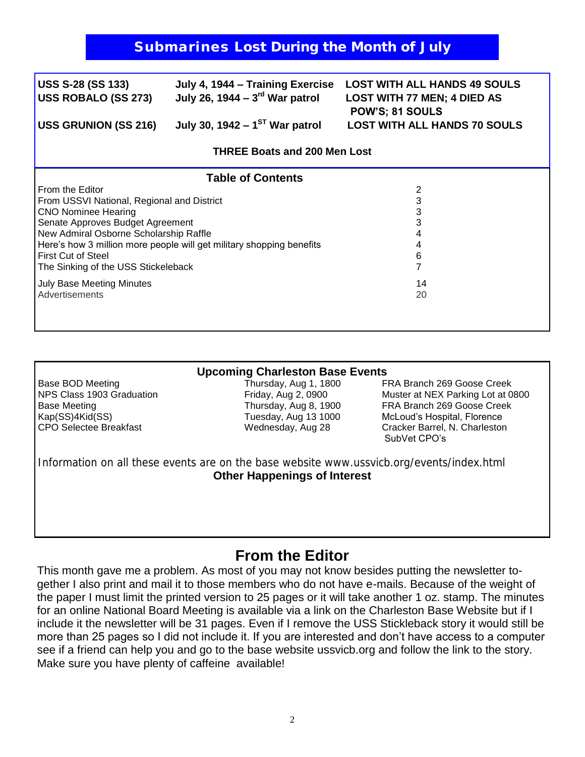## Submarines Lost During the Month of July

| | | |
|---|---|---|
| **USS S-28 (SS 133)** | **July 4, 1944 – Training Exercise** | **LOST WITH ALL HANDS 49 SOULS** |
| **USS ROBALO (SS 273)** | **July 26, 1944 – 3rd War patrol** | **LOST WITH 77 MEN; 4 DIED AS POW'S; 81 SOULS** |
| **USS GRUNION (SS 216)** | **July 30, 1942 – 1ST War patrol** | **LOST WITH ALL HANDS 70 SOULS** |

**THREE Boats and 200 Men Lost**

### Table of Contents

| | |
|---|---|
| From the Editor | 2 |
| From USSVI National, Regional and District | 3 |
| CNO Nominee Hearing | 3 |
| Senate Approves Budget Agreement | 3 |
| New Admiral Osborne Scholarship Raffle | 4 |
| Here's how 3 million more people will get military shopping benefits | 4 |
| First Cut of Steel | 6 |
| The Sinking of the USS Stickeleback | 7 |
| July Base Meeting Minutes | 14 |
| Advertisements | 20 |

### Upcoming Charleston Base Events

| | | |
|---|---|---|
| Base BOD Meeting | Thursday, Aug 1, 1800 | FRA Branch 269 Goose Creek |
| NPS Class 1903 Graduation | Friday, Aug 2, 0900 | Muster at NEX Parking Lot at 0800 |
| Base Meeting | Thursday, Aug 8, 1900 | FRA Branch 269 Goose Creek |
| Kap(SS)4Kid(SS) | Tuesday, Aug 13 1000 | McLoud's Hospital, Florence |
| CPO Selectee Breakfast | Wednesday, Aug 28 | Cracker Barrel, N. Charleston SubVet CPO's |

Information on all these events are on the base website www.ussvicb.org/events/index.html

**Other Happenings of Interest**

## From the Editor

This month gave me a problem. As most of you may not know besides putting the newsletter together I also print and mail it to those members who do not have e-mails. Because of the weight of the paper I must limit the printed version to 25 pages or it will take another 1 oz. stamp. The minutes for an online National Board Meeting is available via a link on the Charleston Base Website but if I include it the newsletter will be 31 pages. Even if I remove the USS Stickleback story it would still be more than 25 pages so I did not include it. If you are interested and don't have access to a computer see if a friend can help you and go to the base website ussvicb.org and follow the link to the story. Make sure you have plenty of caffeine available!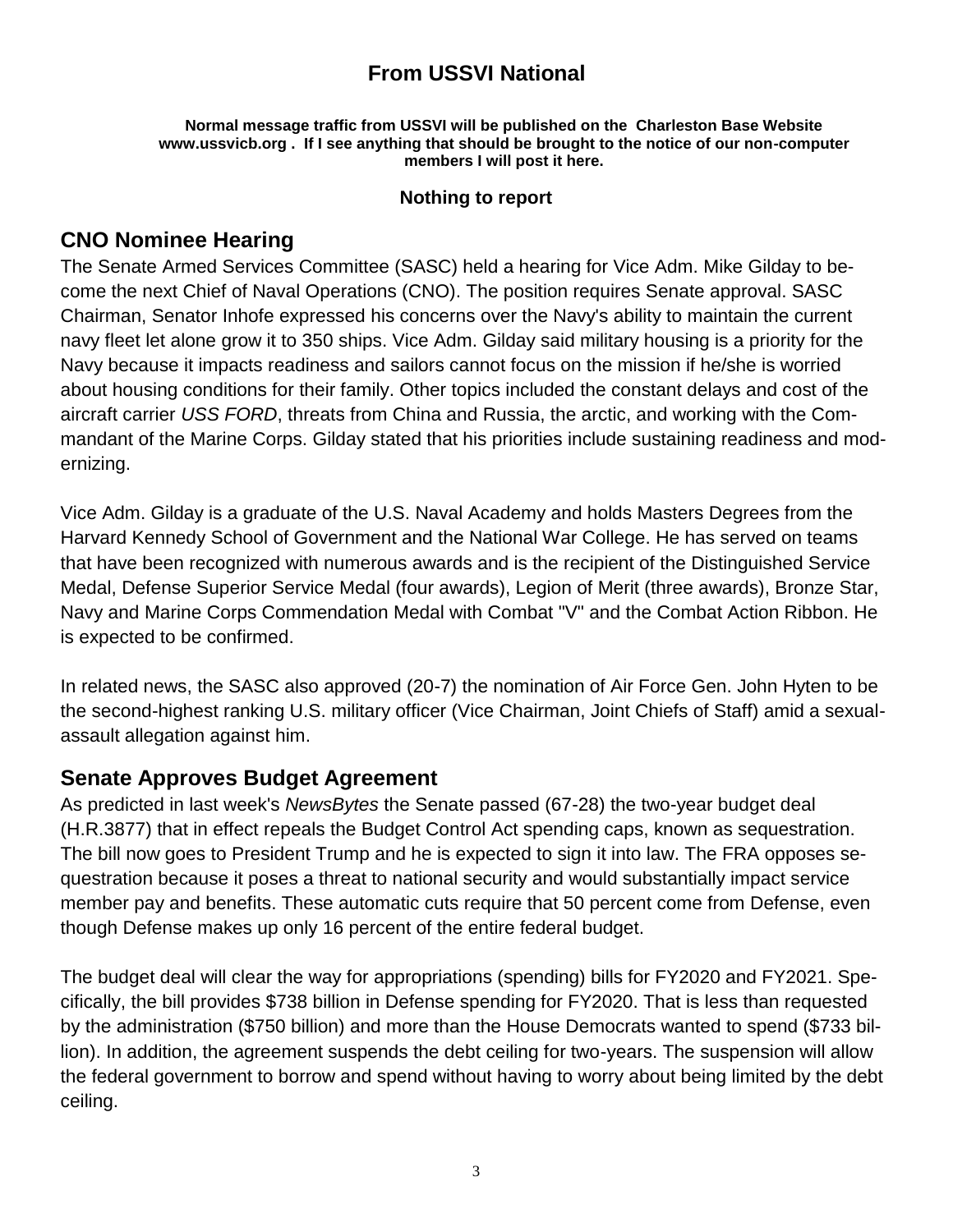## From USSVI National

**Normal message traffic from USSVI will be published on the Charleston Base Website www.ussvicb.org . If I see anything that should be brought to the notice of our non-computer members I will post it here.**

**Nothing to report**

## CNO Nominee Hearing

The Senate Armed Services Committee (SASC) held a hearing for Vice Adm. Mike Gilday to become the next Chief of Naval Operations (CNO). The position requires Senate approval. SASC Chairman, Senator Inhofe expressed his concerns over the Navy's ability to maintain the current navy fleet let alone grow it to 350 ships. Vice Adm. Gilday said military housing is a priority for the Navy because it impacts readiness and sailors cannot focus on the mission if he/she is worried about housing conditions for their family. Other topics included the constant delays and cost of the aircraft carrier *USS FORD*, threats from China and Russia, the arctic, and working with the Commandant of the Marine Corps. Gilday stated that his priorities include sustaining readiness and modernizing.

Vice Adm. Gilday is a graduate of the U.S. Naval Academy and holds Masters Degrees from the Harvard Kennedy School of Government and the National War College. He has served on teams that have been recognized with numerous awards and is the recipient of the Distinguished Service Medal, Defense Superior Service Medal (four awards), Legion of Merit (three awards), Bronze Star, Navy and Marine Corps Commendation Medal with Combat "V" and the Combat Action Ribbon. He is expected to be confirmed.

In related news, the SASC also approved (20-7) the nomination of Air Force Gen. John Hyten to be the second-highest ranking U.S. military officer (Vice Chairman, Joint Chiefs of Staff) amid a sexual-assault allegation against him.

## Senate Approves Budget Agreement

As predicted in last week's *NewsBytes* the Senate passed (67-28) the two-year budget deal (H.R.3877) that in effect repeals the Budget Control Act spending caps, known as sequestration. The bill now goes to President Trump and he is expected to sign it into law. The FRA opposes sequestration because it poses a threat to national security and would substantially impact service member pay and benefits. These automatic cuts require that 50 percent come from Defense, even though Defense makes up only 16 percent of the entire federal budget.

The budget deal will clear the way for appropriations (spending) bills for FY2020 and FY2021. Specifically, the bill provides $738 billion in Defense spending for FY2020. That is less than requested by the administration ($750 billion) and more than the House Democrats wanted to spend ($733 billion). In addition, the agreement suspends the debt ceiling for two-years. The suspension will allow the federal government to borrow and spend without having to worry about being limited by the debt ceiling.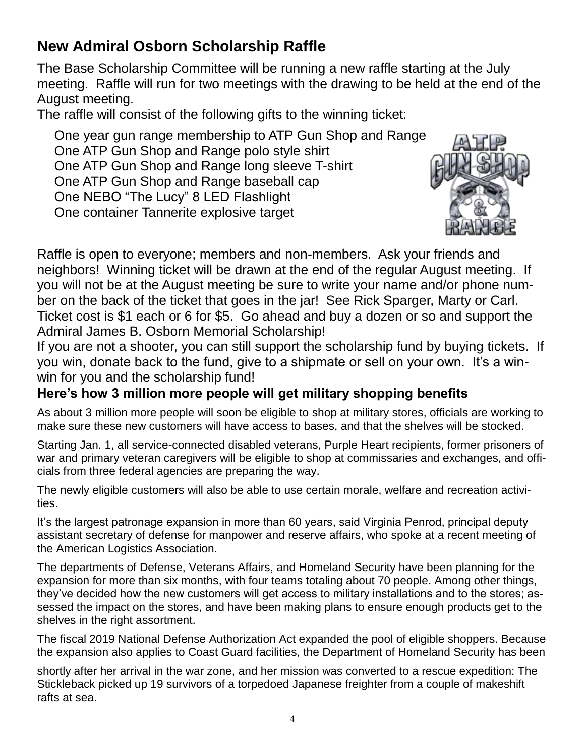## New Admiral Osborn Scholarship Raffle

The Base Scholarship Committee will be running a new raffle starting at the July meeting. Raffle will run for two meetings with the drawing to be held at the end of the August meeting.

The raffle will consist of the following gifts to the winning ticket:

- One year gun range membership to ATP Gun Shop and Range
- One ATP Gun Shop and Range polo style shirt
- One ATP Gun Shop and Range long sleeve T-shirt
- One ATP Gun Shop and Range baseball cap
- One NEBO "The Lucy" 8 LED Flashlight
- One container Tannerite explosive target

Raffle is open to everyone; members and non-members. Ask your friends and neighbors! Winning ticket will be drawn at the end of the regular August meeting. If you will not be at the August meeting be sure to write your name and/or phone number on the back of the ticket that goes in the jar! See Rick Sparger, Marty or Carl. Ticket cost is $1 each or 6 for $5. Go ahead and buy a dozen or so and support the Admiral James B. Osborn Memorial Scholarship!

If you are not a shooter, you can still support the scholarship fund by buying tickets. If you win, donate back to the fund, give to a shipmate or sell on your own. It's a win-win for you and the scholarship fund!

### Here's how 3 million more people will get military shopping benefits

As about 3 million more people will soon be eligible to shop at military stores, officials are working to make sure these new customers will have access to bases, and that the shelves will be stocked.

Starting Jan. 1, all service-connected disabled veterans, Purple Heart recipients, former prisoners of war and primary veteran caregivers will be eligible to shop at commissaries and exchanges, and officials from three federal agencies are preparing the way.

The newly eligible customers will also be able to use certain morale, welfare and recreation activities.

It's the largest patronage expansion in more than 60 years, said Virginia Penrod, principal deputy assistant secretary of defense for manpower and reserve affairs, who spoke at a recent meeting of the American Logistics Association.

The departments of Defense, Veterans Affairs, and Homeland Security have been planning for the expansion for more than six months, with four teams totaling about 70 people. Among other things, they've decided how the new customers will get access to military installations and to the stores; assessed the impact on the stores, and have been making plans to ensure enough products get to the shelves in the right assortment.

The fiscal 2019 National Defense Authorization Act expanded the pool of eligible shoppers. Because the expansion also applies to Coast Guard facilities, the Department of Homeland Security has been

shortly after her arrival in the war zone, and her mission was converted to a rescue expedition: The Stickleback picked up 19 survivors of a torpedoed Japanese freighter from a couple of makeshift rafts at sea.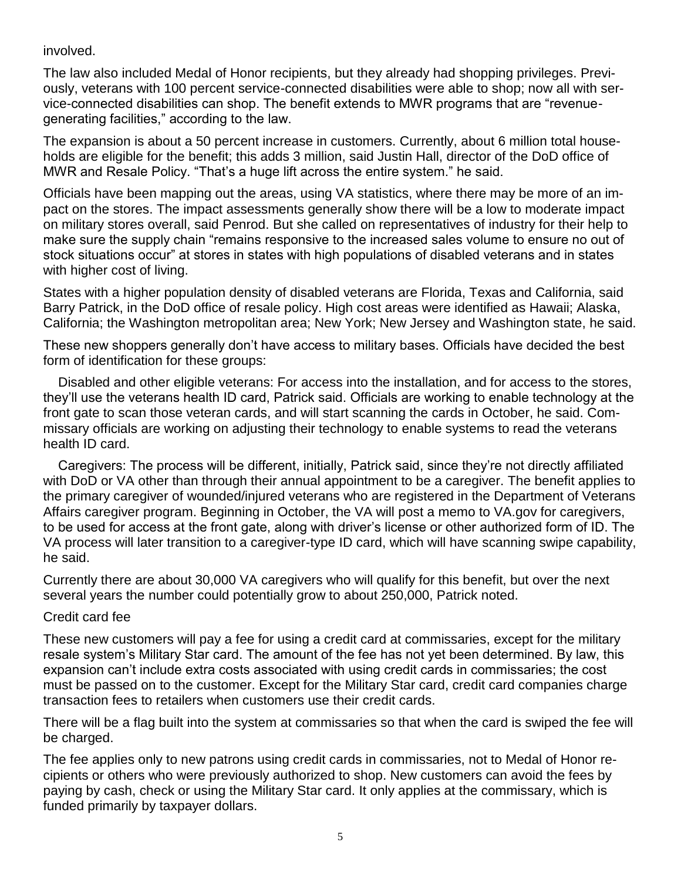involved.

The law also included Medal of Honor recipients, but they already had shopping privileges. Previously, veterans with 100 percent service-connected disabilities were able to shop; now all with service-connected disabilities can shop. The benefit extends to MWR programs that are "revenue-generating facilities," according to the law.

The expansion is about a 50 percent increase in customers. Currently, about 6 million total households are eligible for the benefit; this adds 3 million, said Justin Hall, director of the DoD office of MWR and Resale Policy. "That's a huge lift across the entire system." he said.

Officials have been mapping out the areas, using VA statistics, where there may be more of an impact on the stores. The impact assessments generally show there will be a low to moderate impact on military stores overall, said Penrod. But she called on representatives of industry for their help to make sure the supply chain "remains responsive to the increased sales volume to ensure no out of stock situations occur" at stores in states with high populations of disabled veterans and in states with higher cost of living.

States with a higher population density of disabled veterans are Florida, Texas and California, said Barry Patrick, in the DoD office of resale policy. High cost areas were identified as Hawaii; Alaska, California; the Washington metropolitan area; New York; New Jersey and Washington state, he said.

These new shoppers generally don't have access to military bases. Officials have decided the best form of identification for these groups:

Disabled and other eligible veterans: For access into the installation, and for access to the stores, they'll use the veterans health ID card, Patrick said. Officials are working to enable technology at the front gate to scan those veteran cards, and will start scanning the cards in October, he said. Commissary officials are working on adjusting their technology to enable systems to read the veterans health ID card.

Caregivers: The process will be different, initially, Patrick said, since they're not directly affiliated with DoD or VA other than through their annual appointment to be a caregiver. The benefit applies to the primary caregiver of wounded/injured veterans who are registered in the Department of Veterans Affairs caregiver program. Beginning in October, the VA will post a memo to VA.gov for caregivers, to be used for access at the front gate, along with driver's license or other authorized form of ID. The VA process will later transition to a caregiver-type ID card, which will have scanning swipe capability, he said.

Currently there are about 30,000 VA caregivers who will qualify for this benefit, but over the next several years the number could potentially grow to about 250,000, Patrick noted.

Credit card fee

These new customers will pay a fee for using a credit card at commissaries, except for the military resale system's Military Star card. The amount of the fee has not yet been determined. By law, this expansion can't include extra costs associated with using credit cards in commissaries; the cost must be passed on to the customer. Except for the Military Star card, credit card companies charge transaction fees to retailers when customers use their credit cards.

There will be a flag built into the system at commissaries so that when the card is swiped the fee will be charged.

The fee applies only to new patrons using credit cards in commissaries, not to Medal of Honor recipients or others who were previously authorized to shop. New customers can avoid the fees by paying by cash, check or using the Military Star card. It only applies at the commissary, which is funded primarily by taxpayer dollars.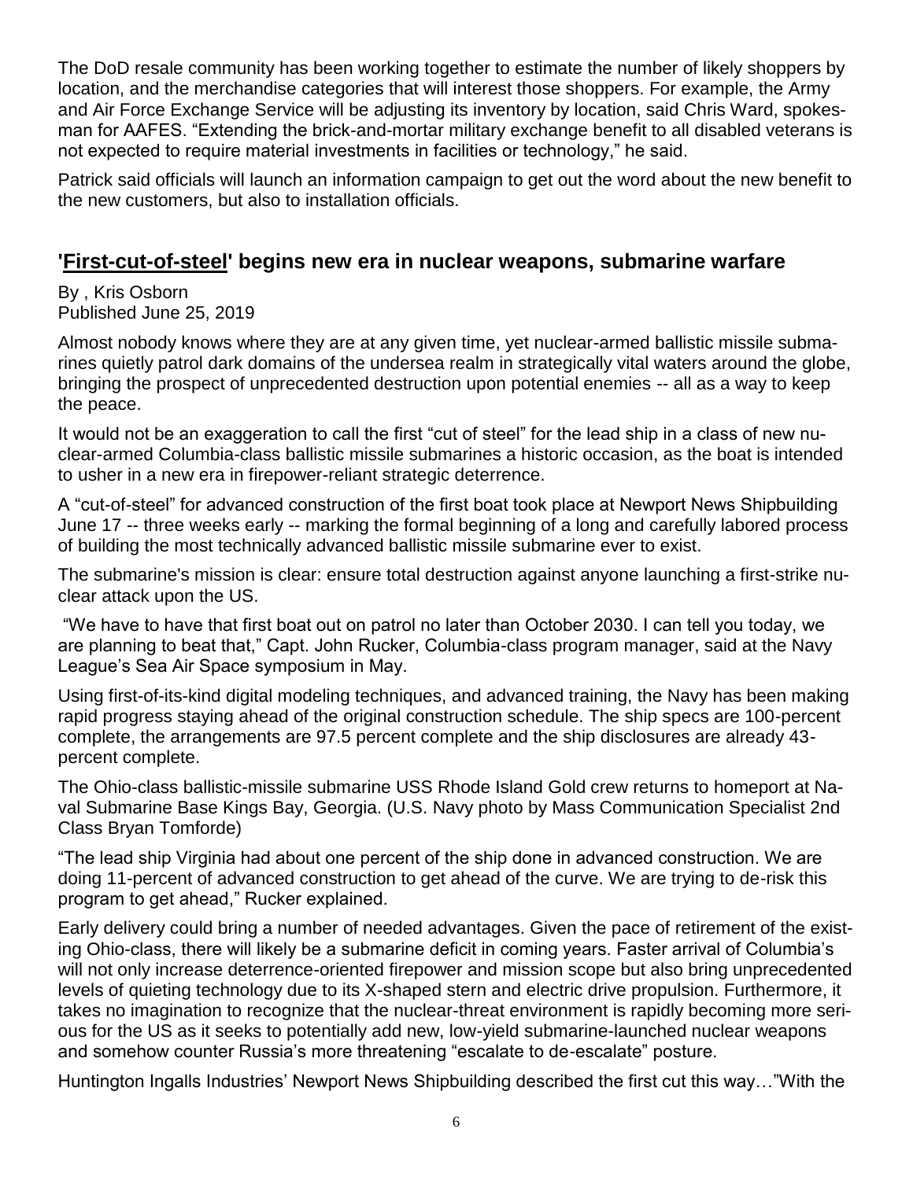The DoD resale community has been working together to estimate the number of likely shoppers by location, and the merchandise categories that will interest those shoppers. For example, the Army and Air Force Exchange Service will be adjusting its inventory by location, said Chris Ward, spokesman for AAFES. "Extending the brick-and-mortar military exchange benefit to all disabled veterans is not expected to require material investments in facilities or technology," he said.

Patrick said officials will launch an information campaign to get out the word about the new benefit to the new customers, but also to installation officials.

## '[First-cut-of-steel]' begins new era in nuclear weapons, submarine warfare

By , Kris Osborn
Published June 25, 2019

Almost nobody knows where they are at any given time, yet nuclear-armed ballistic missile submarines quietly patrol dark domains of the undersea realm in strategically vital waters around the globe, bringing the prospect of unprecedented destruction upon potential enemies -- all as a way to keep the peace.

It would not be an exaggeration to call the first "cut of steel" for the lead ship in a class of new nuclear-armed Columbia-class ballistic missile submarines a historic occasion, as the boat is intended to usher in a new era in firepower-reliant strategic deterrence.

A "cut-of-steel" for advanced construction of the first boat took place at Newport News Shipbuilding June 17 -- three weeks early -- marking the formal beginning of a long and carefully labored process of building the most technically advanced ballistic missile submarine ever to exist.

The submarine's mission is clear: ensure total destruction against anyone launching a first-strike nuclear attack upon the US.

"We have to have that first boat out on patrol no later than October 2030. I can tell you today, we are planning to beat that," Capt. John Rucker, Columbia-class program manager, said at the Navy League's Sea Air Space symposium in May.

Using first-of-its-kind digital modeling techniques, and advanced training, the Navy has been making rapid progress staying ahead of the original construction schedule. The ship specs are 100-percent complete, the arrangements are 97.5 percent complete and the ship disclosures are already 43-percent complete.

The Ohio-class ballistic-missile submarine USS Rhode Island Gold crew returns to homeport at Naval Submarine Base Kings Bay, Georgia. (U.S. Navy photo by Mass Communication Specialist 2nd Class Bryan Tomforde)

"The lead ship Virginia had about one percent of the ship done in advanced construction. We are doing 11-percent of advanced construction to get ahead of the curve. We are trying to de-risk this program to get ahead," Rucker explained.

Early delivery could bring a number of needed advantages. Given the pace of retirement of the existing Ohio-class, there will likely be a submarine deficit in coming years. Faster arrival of Columbia's will not only increase deterrence-oriented firepower and mission scope but also bring unprecedented levels of quieting technology due to its X-shaped stern and electric drive propulsion. Furthermore, it takes no imagination to recognize that the nuclear-threat environment is rapidly becoming more serious for the US as it seeks to potentially add new, low-yield submarine-launched nuclear weapons and somehow counter Russia's more threatening "escalate to de-escalate" posture.

Huntington Ingalls Industries' Newport News Shipbuilding described the first cut this way…"With the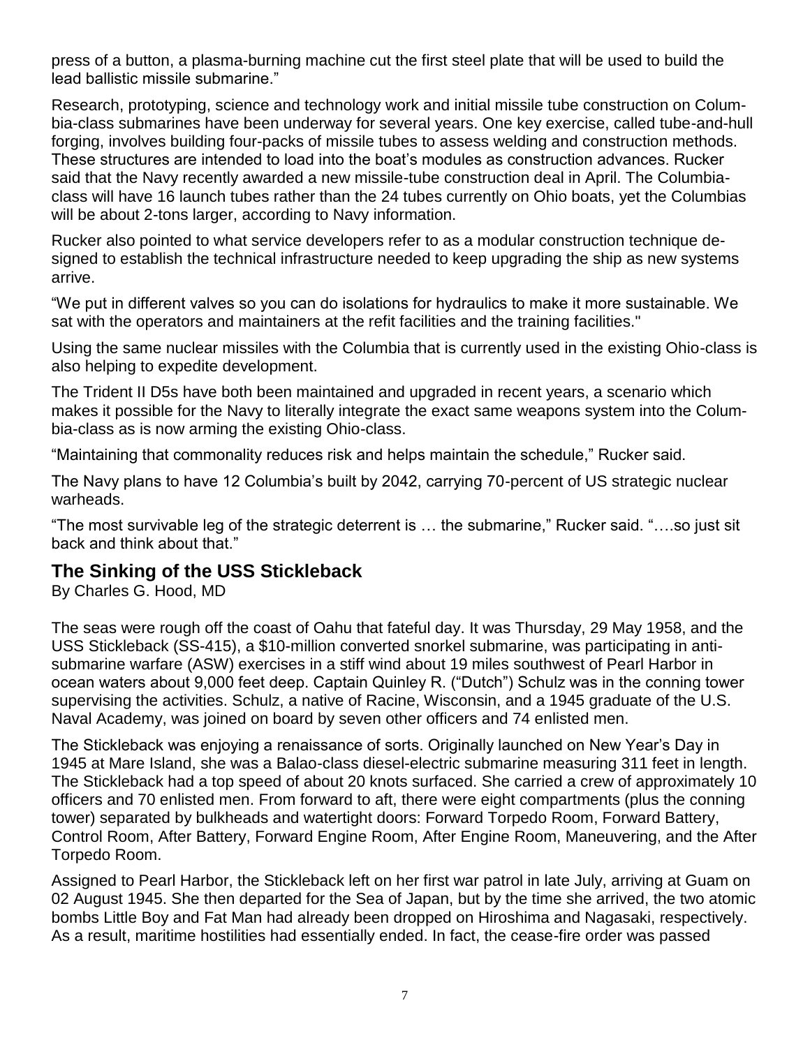press of a button, a plasma-burning machine cut the first steel plate that will be used to build the lead ballistic missile submarine."

Research, prototyping, science and technology work and initial missile tube construction on Columbia-class submarines have been underway for several years. One key exercise, called tube-and-hull forging, involves building four-packs of missile tubes to assess welding and construction methods. These structures are intended to load into the boat's modules as construction advances. Rucker said that the Navy recently awarded a new missile-tube construction deal in April. The Columbia-class will have 16 launch tubes rather than the 24 tubes currently on Ohio boats, yet the Columbias will be about 2-tons larger, according to Navy information.

Rucker also pointed to what service developers refer to as a modular construction technique designed to establish the technical infrastructure needed to keep upgrading the ship as new systems arrive.

"We put in different valves so you can do isolations for hydraulics to make it more sustainable. We sat with the operators and maintainers at the refit facilities and the training facilities."

Using the same nuclear missiles with the Columbia that is currently used in the existing Ohio-class is also helping to expedite development.

The Trident II D5s have both been maintained and upgraded in recent years, a scenario which makes it possible for the Navy to literally integrate the exact same weapons system into the Columbia-class as is now arming the existing Ohio-class.

"Maintaining that commonality reduces risk and helps maintain the schedule," Rucker said.

The Navy plans to have 12 Columbia's built by 2042, carrying 70-percent of US strategic nuclear warheads.

"The most survivable leg of the strategic deterrent is … the submarine," Rucker said. "….so just sit back and think about that."

## The Sinking of the USS Stickleback

By Charles G. Hood, MD

The seas were rough off the coast of Oahu that fateful day. It was Thursday, 29 May 1958, and the USS Stickleback (SS-415), a $10-million converted snorkel submarine, was participating in anti-submarine warfare (ASW) exercises in a stiff wind about 19 miles southwest of Pearl Harbor in ocean waters about 9,000 feet deep. Captain Quinley R. ("Dutch") Schulz was in the conning tower supervising the activities. Schulz, a native of Racine, Wisconsin, and a 1945 graduate of the U.S. Naval Academy, was joined on board by seven other officers and 74 enlisted men.

The Stickleback was enjoying a renaissance of sorts. Originally launched on New Year's Day in 1945 at Mare Island, she was a Balao-class diesel-electric submarine measuring 311 feet in length. The Stickleback had a top speed of about 20 knots surfaced. She carried a crew of approximately 10 officers and 70 enlisted men. From forward to aft, there were eight compartments (plus the conning tower) separated by bulkheads and watertight doors: Forward Torpedo Room, Forward Battery, Control Room, After Battery, Forward Engine Room, After Engine Room, Maneuvering, and the After Torpedo Room.

Assigned to Pearl Harbor, the Stickleback left on her first war patrol in late July, arriving at Guam on 02 August 1945. She then departed for the Sea of Japan, but by the time she arrived, the two atomic bombs Little Boy and Fat Man had already been dropped on Hiroshima and Nagasaki, respectively. As a result, maritime hostilities had essentially ended. In fact, the cease-fire order was passed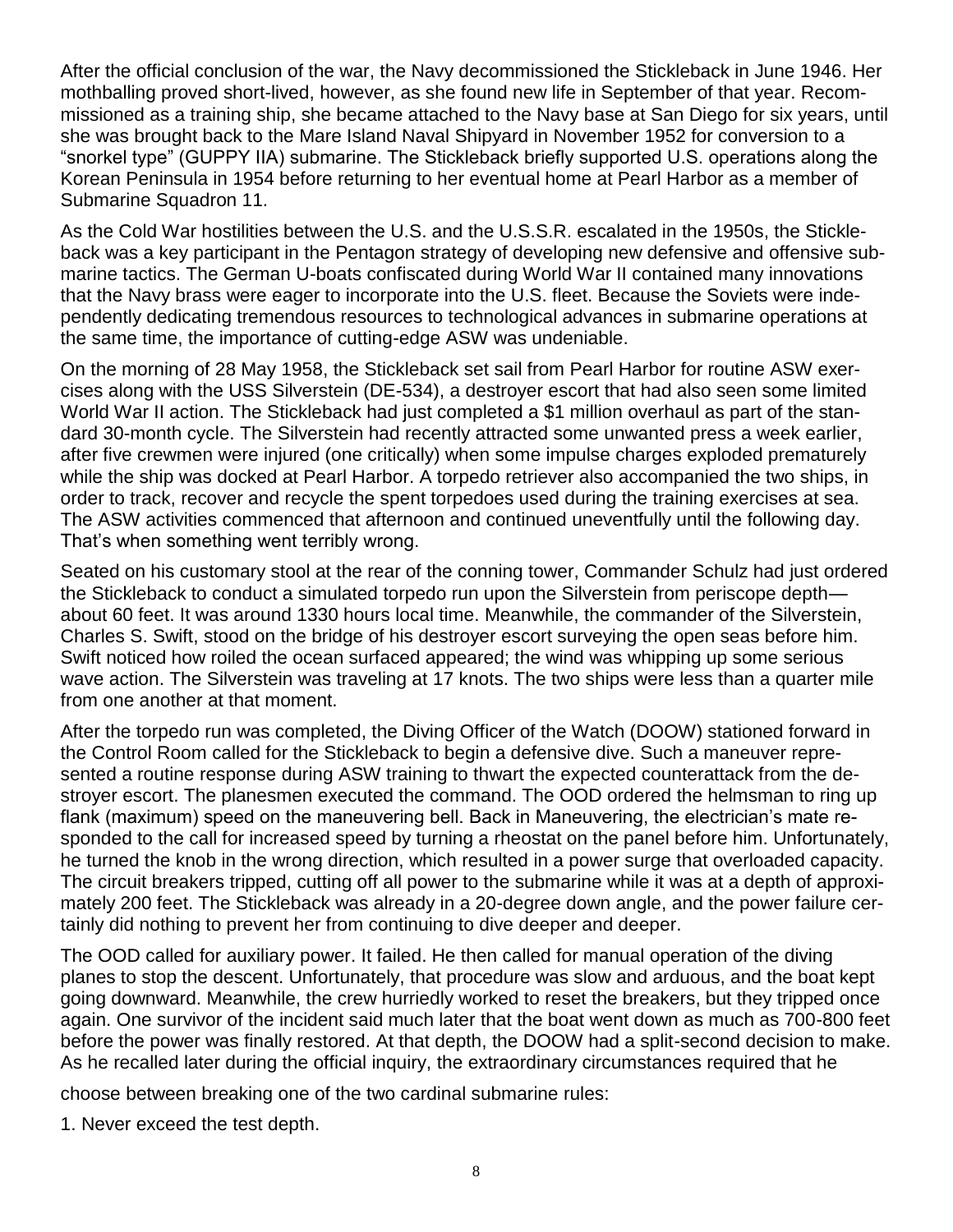After the official conclusion of the war, the Navy decommissioned the Stickleback in June 1946. Her mothballing proved short-lived, however, as she found new life in September of that year. Recommissioned as a training ship, she became attached to the Navy base at San Diego for six years, until she was brought back to the Mare Island Naval Shipyard in November 1952 for conversion to a "snorkel type" (GUPPY IIA) submarine. The Stickleback briefly supported U.S. operations along the Korean Peninsula in 1954 before returning to her eventual home at Pearl Harbor as a member of Submarine Squadron 11.

As the Cold War hostilities between the U.S. and the U.S.S.R. escalated in the 1950s, the Stickleback was a key participant in the Pentagon strategy of developing new defensive and offensive submarine tactics. The German U-boats confiscated during World War II contained many innovations that the Navy brass were eager to incorporate into the U.S. fleet. Because the Soviets were independently dedicating tremendous resources to technological advances in submarine operations at the same time, the importance of cutting-edge ASW was undeniable.

On the morning of 28 May 1958, the Stickleback set sail from Pearl Harbor for routine ASW exercises along with the USS Silverstein (DE-534), a destroyer escort that had also seen some limited World War II action. The Stickleback had just completed a $1 million overhaul as part of the standard 30-month cycle. The Silverstein had recently attracted some unwanted press a week earlier, after five crewmen were injured (one critically) when some impulse charges exploded prematurely while the ship was docked at Pearl Harbor. A torpedo retriever also accompanied the two ships, in order to track, recover and recycle the spent torpedoes used during the training exercises at sea. The ASW activities commenced that afternoon and continued uneventfully until the following day. That's when something went terribly wrong.

Seated on his customary stool at the rear of the conning tower, Commander Schulz had just ordered the Stickleback to conduct a simulated torpedo run upon the Silverstein from periscope depth—about 60 feet. It was around 1330 hours local time. Meanwhile, the commander of the Silverstein, Charles S. Swift, stood on the bridge of his destroyer escort surveying the open seas before him. Swift noticed how roiled the ocean surfaced appeared; the wind was whipping up some serious wave action. The Silverstein was traveling at 17 knots. The two ships were less than a quarter mile from one another at that moment.

After the torpedo run was completed, the Diving Officer of the Watch (DOOW) stationed forward in the Control Room called for the Stickleback to begin a defensive dive. Such a maneuver represented a routine response during ASW training to thwart the expected counterattack from the destroyer escort. The planesmen executed the command. The OOD ordered the helmsman to ring up flank (maximum) speed on the maneuvering bell. Back in Maneuvering, the electrician's mate responded to the call for increased speed by turning a rheostat on the panel before him. Unfortunately, he turned the knob in the wrong direction, which resulted in a power surge that overloaded capacity. The circuit breakers tripped, cutting off all power to the submarine while it was at a depth of approximately 200 feet. The Stickleback was already in a 20-degree down angle, and the power failure certainly did nothing to prevent her from continuing to dive deeper and deeper.

The OOD called for auxiliary power. It failed. He then called for manual operation of the diving planes to stop the descent. Unfortunately, that procedure was slow and arduous, and the boat kept going downward. Meanwhile, the crew hurriedly worked to reset the breakers, but they tripped once again. One survivor of the incident said much later that the boat went down as much as 700-800 feet before the power was finally restored. At that depth, the DOOW had a split-second decision to make. As he recalled later during the official inquiry, the extraordinary circumstances required that he choose between breaking one of the two cardinal submarine rules:

1. Never exceed the test depth.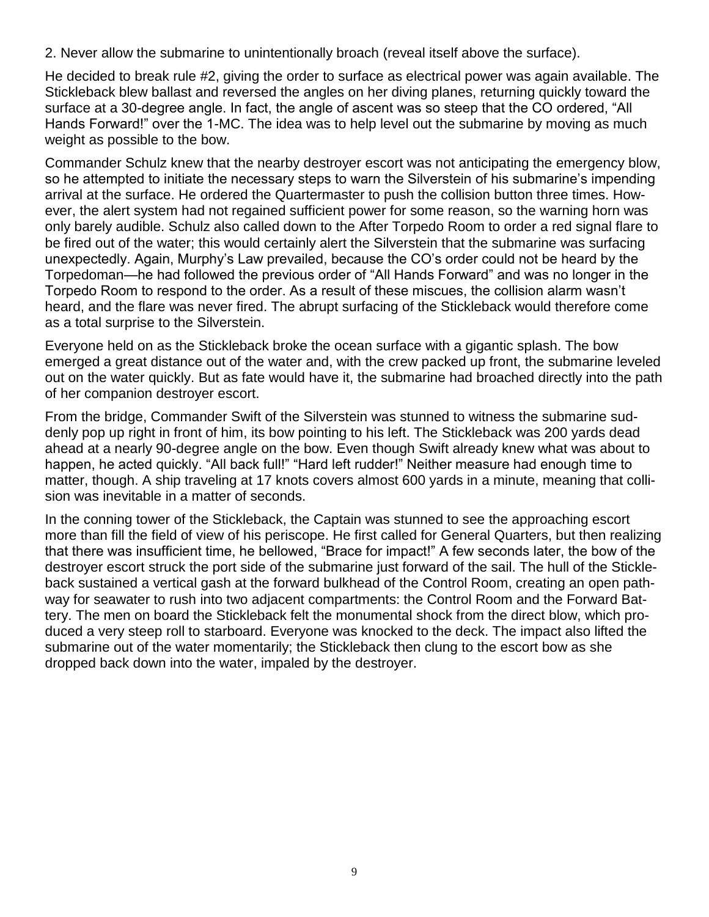2. Never allow the submarine to unintentionally broach (reveal itself above the surface).

He decided to break rule #2, giving the order to surface as electrical power was again available. The Stickleback blew ballast and reversed the angles on her diving planes, returning quickly toward the surface at a 30-degree angle. In fact, the angle of ascent was so steep that the CO ordered, "All Hands Forward!" over the 1-MC. The idea was to help level out the submarine by moving as much weight as possible to the bow.

Commander Schulz knew that the nearby destroyer escort was not anticipating the emergency blow, so he attempted to initiate the necessary steps to warn the Silverstein of his submarine's impending arrival at the surface. He ordered the Quartermaster to push the collision button three times. However, the alert system had not regained sufficient power for some reason, so the warning horn was only barely audible. Schulz also called down to the After Torpedo Room to order a red signal flare to be fired out of the water; this would certainly alert the Silverstein that the submarine was surfacing unexpectedly. Again, Murphy's Law prevailed, because the CO's order could not be heard by the Torpedoman—he had followed the previous order of "All Hands Forward" and was no longer in the Torpedo Room to respond to the order. As a result of these miscues, the collision alarm wasn't heard, and the flare was never fired. The abrupt surfacing of the Stickleback would therefore come as a total surprise to the Silverstein.

Everyone held on as the Stickleback broke the ocean surface with a gigantic splash. The bow emerged a great distance out of the water and, with the crew packed up front, the submarine leveled out on the water quickly. But as fate would have it, the submarine had broached directly into the path of her companion destroyer escort.

From the bridge, Commander Swift of the Silverstein was stunned to witness the submarine suddenly pop up right in front of him, its bow pointing to his left. The Stickleback was 200 yards dead ahead at a nearly 90-degree angle on the bow. Even though Swift already knew what was about to happen, he acted quickly. "All back full!" "Hard left rudder!" Neither measure had enough time to matter, though. A ship traveling at 17 knots covers almost 600 yards in a minute, meaning that collision was inevitable in a matter of seconds.

In the conning tower of the Stickleback, the Captain was stunned to see the approaching escort more than fill the field of view of his periscope. He first called for General Quarters, but then realizing that there was insufficient time, he bellowed, "Brace for impact!" A few seconds later, the bow of the destroyer escort struck the port side of the submarine just forward of the sail. The hull of the Stickleback sustained a vertical gash at the forward bulkhead of the Control Room, creating an open pathway for seawater to rush into two adjacent compartments: the Control Room and the Forward Battery. The men on board the Stickleback felt the monumental shock from the direct blow, which produced a very steep roll to starboard. Everyone was knocked to the deck. The impact also lifted the submarine out of the water momentarily; the Stickleback then clung to the escort bow as she dropped back down into the water, impaled by the destroyer.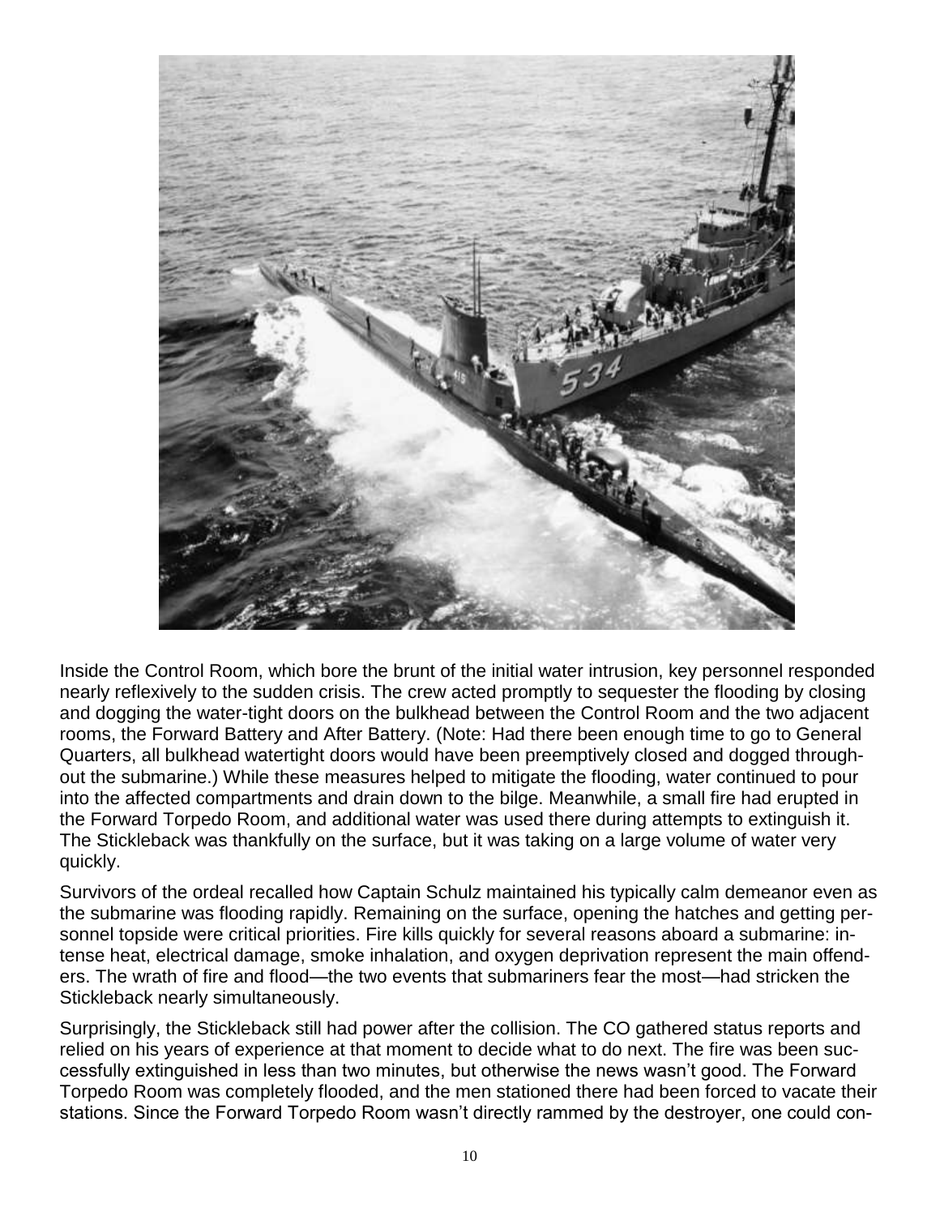Inside the Control Room, which bore the brunt of the initial water intrusion, key personnel responded nearly reflexively to the sudden crisis. The crew acted promptly to sequester the flooding by closing and dogging the water-tight doors on the bulkhead between the Control Room and the two adjacent rooms, the Forward Battery and After Battery. (Note: Had there been enough time to go to General Quarters, all bulkhead watertight doors would have been preemptively closed and dogged throughout the submarine.) While these measures helped to mitigate the flooding, water continued to pour into the affected compartments and drain down to the bilge. Meanwhile, a small fire had erupted in the Forward Torpedo Room, and additional water was used there during attempts to extinguish it. The Stickleback was thankfully on the surface, but it was taking on a large volume of water very quickly.

Survivors of the ordeal recalled how Captain Schulz maintained his typically calm demeanor even as the submarine was flooding rapidly. Remaining on the surface, opening the hatches and getting personnel topside were critical priorities. Fire kills quickly for several reasons aboard a submarine: intense heat, electrical damage, smoke inhalation, and oxygen deprivation represent the main offenders. The wrath of fire and flood—the two events that submariners fear the most—had stricken the Stickleback nearly simultaneously.

Surprisingly, the Stickleback still had power after the collision. The CO gathered status reports and relied on his years of experience at that moment to decide what to do next. The fire was been successfully extinguished in less than two minutes, but otherwise the news wasn't good. The Forward Torpedo Room was completely flooded, and the men stationed there had been forced to vacate their stations. Since the Forward Torpedo Room wasn't directly rammed by the destroyer, one could con-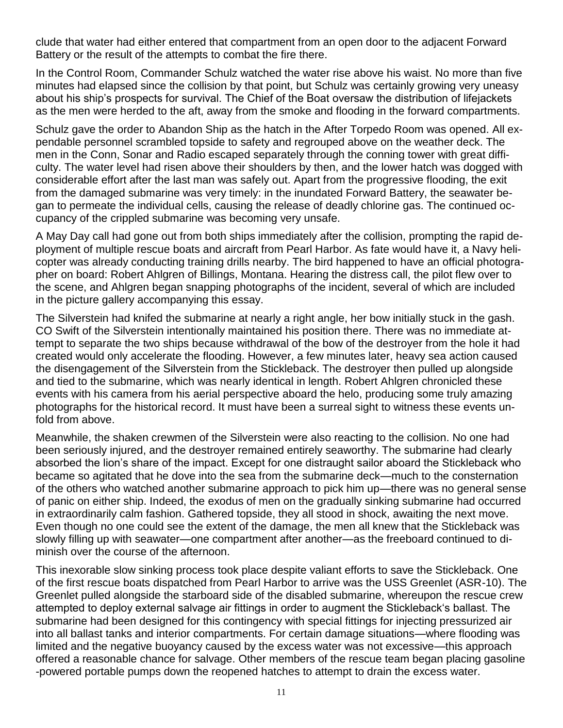clude that water had either entered that compartment from an open door to the adjacent Forward Battery or the result of the attempts to combat the fire there.

In the Control Room, Commander Schulz watched the water rise above his waist. No more than five minutes had elapsed since the collision by that point, but Schulz was certainly growing very uneasy about his ship's prospects for survival. The Chief of the Boat oversaw the distribution of lifejackets as the men were herded to the aft, away from the smoke and flooding in the forward compartments.

Schulz gave the order to Abandon Ship as the hatch in the After Torpedo Room was opened. All expendable personnel scrambled topside to safety and regrouped above on the weather deck. The men in the Conn, Sonar and Radio escaped separately through the conning tower with great difficulty. The water level had risen above their shoulders by then, and the lower hatch was dogged with considerable effort after the last man was safely out. Apart from the progressive flooding, the exit from the damaged submarine was very timely: in the inundated Forward Battery, the seawater began to permeate the individual cells, causing the release of deadly chlorine gas. The continued occupancy of the crippled submarine was becoming very unsafe.

A May Day call had gone out from both ships immediately after the collision, prompting the rapid deployment of multiple rescue boats and aircraft from Pearl Harbor. As fate would have it, a Navy helicopter was already conducting training drills nearby. The bird happened to have an official photographer on board: Robert Ahlgren of Billings, Montana. Hearing the distress call, the pilot flew over to the scene, and Ahlgren began snapping photographs of the incident, several of which are included in the picture gallery accompanying this essay.

The Silverstein had knifed the submarine at nearly a right angle, her bow initially stuck in the gash. CO Swift of the Silverstein intentionally maintained his position there. There was no immediate attempt to separate the two ships because withdrawal of the bow of the destroyer from the hole it had created would only accelerate the flooding. However, a few minutes later, heavy sea action caused the disengagement of the Silverstein from the Stickleback. The destroyer then pulled up alongside and tied to the submarine, which was nearly identical in length. Robert Ahlgren chronicled these events with his camera from his aerial perspective aboard the helo, producing some truly amazing photographs for the historical record. It must have been a surreal sight to witness these events unfold from above.

Meanwhile, the shaken crewmen of the Silverstein were also reacting to the collision. No one had been seriously injured, and the destroyer remained entirely seaworthy. The submarine had clearly absorbed the lion's share of the impact. Except for one distraught sailor aboard the Stickleback who became so agitated that he dove into the sea from the submarine deck—much to the consternation of the others who watched another submarine approach to pick him up—there was no general sense of panic on either ship. Indeed, the exodus of men on the gradually sinking submarine had occurred in extraordinarily calm fashion. Gathered topside, they all stood in shock, awaiting the next move. Even though no one could see the extent of the damage, the men all knew that the Stickleback was slowly filling up with seawater—one compartment after another—as the freeboard continued to diminish over the course of the afternoon.

This inexorable slow sinking process took place despite valiant efforts to save the Stickleback. One of the first rescue boats dispatched from Pearl Harbor to arrive was the USS Greenlet (ASR-10). The Greenlet pulled alongside the starboard side of the disabled submarine, whereupon the rescue crew attempted to deploy external salvage air fittings in order to augment the Stickleback's ballast. The submarine had been designed for this contingency with special fittings for injecting pressurized air into all ballast tanks and interior compartments. For certain damage situations—where flooding was limited and the negative buoyancy caused by the excess water was not excessive—this approach offered a reasonable chance for salvage. Other members of the rescue team began placing gasoline-powered portable pumps down the reopened hatches to attempt to drain the excess water.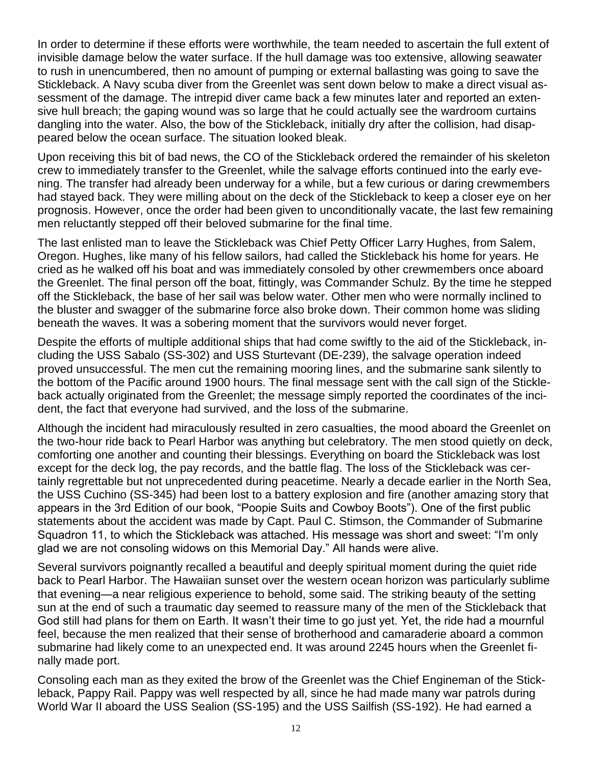In order to determine if these efforts were worthwhile, the team needed to ascertain the full extent of invisible damage below the water surface. If the hull damage was too extensive, allowing seawater to rush in unencumbered, then no amount of pumping or external ballasting was going to save the Stickleback. A Navy scuba diver from the Greenlet was sent down below to make a direct visual assessment of the damage. The intrepid diver came back a few minutes later and reported an extensive hull breach; the gaping wound was so large that he could actually see the wardroom curtains dangling into the water. Also, the bow of the Stickleback, initially dry after the collision, had disappeared below the ocean surface. The situation looked bleak.

Upon receiving this bit of bad news, the CO of the Stickleback ordered the remainder of his skeleton crew to immediately transfer to the Greenlet, while the salvage efforts continued into the early evening. The transfer had already been underway for a while, but a few curious or daring crewmembers had stayed back. They were milling about on the deck of the Stickleback to keep a closer eye on her prognosis. However, once the order had been given to unconditionally vacate, the last few remaining men reluctantly stepped off their beloved submarine for the final time.

The last enlisted man to leave the Stickleback was Chief Petty Officer Larry Hughes, from Salem, Oregon. Hughes, like many of his fellow sailors, had called the Stickleback his home for years. He cried as he walked off his boat and was immediately consoled by other crewmembers once aboard the Greenlet. The final person off the boat, fittingly, was Commander Schulz. By the time he stepped off the Stickleback, the base of her sail was below water. Other men who were normally inclined to the bluster and swagger of the submarine force also broke down. Their common home was sliding beneath the waves. It was a sobering moment that the survivors would never forget.

Despite the efforts of multiple additional ships that had come swiftly to the aid of the Stickleback, including the USS Sabalo (SS-302) and USS Sturtevant (DE-239), the salvage operation indeed proved unsuccessful. The men cut the remaining mooring lines, and the submarine sank silently to the bottom of the Pacific around 1900 hours. The final message sent with the call sign of the Stickleback actually originated from the Greenlet; the message simply reported the coordinates of the incident, the fact that everyone had survived, and the loss of the submarine.

Although the incident had miraculously resulted in zero casualties, the mood aboard the Greenlet on the two-hour ride back to Pearl Harbor was anything but celebratory. The men stood quietly on deck, comforting one another and counting their blessings. Everything on board the Stickleback was lost except for the deck log, the pay records, and the battle flag. The loss of the Stickleback was certainly regrettable but not unprecedented during peacetime. Nearly a decade earlier in the North Sea, the USS Cuchino (SS-345) had been lost to a battery explosion and fire (another amazing story that appears in the 3rd Edition of our book, "Poopie Suits and Cowboy Boots"). One of the first public statements about the accident was made by Capt. Paul C. Stimson, the Commander of Submarine Squadron 11, to which the Stickleback was attached. His message was short and sweet: "I'm only glad we are not consoling widows on this Memorial Day." All hands were alive.

Several survivors poignantly recalled a beautiful and deeply spiritual moment during the quiet ride back to Pearl Harbor. The Hawaiian sunset over the western ocean horizon was particularly sublime that evening—a near religious experience to behold, some said. The striking beauty of the setting sun at the end of such a traumatic day seemed to reassure many of the men of the Stickleback that God still had plans for them on Earth. It wasn't their time to go just yet. Yet, the ride had a mournful feel, because the men realized that their sense of brotherhood and camaraderie aboard a common submarine had likely come to an unexpected end. It was around 2245 hours when the Greenlet finally made port.

Consoling each man as they exited the brow of the Greenlet was the Chief Engineman of the Stickleback, Pappy Rail. Pappy was well respected by all, since he had made many war patrols during World War II aboard the USS Sealion (SS-195) and the USS Sailfish (SS-192). He had earned a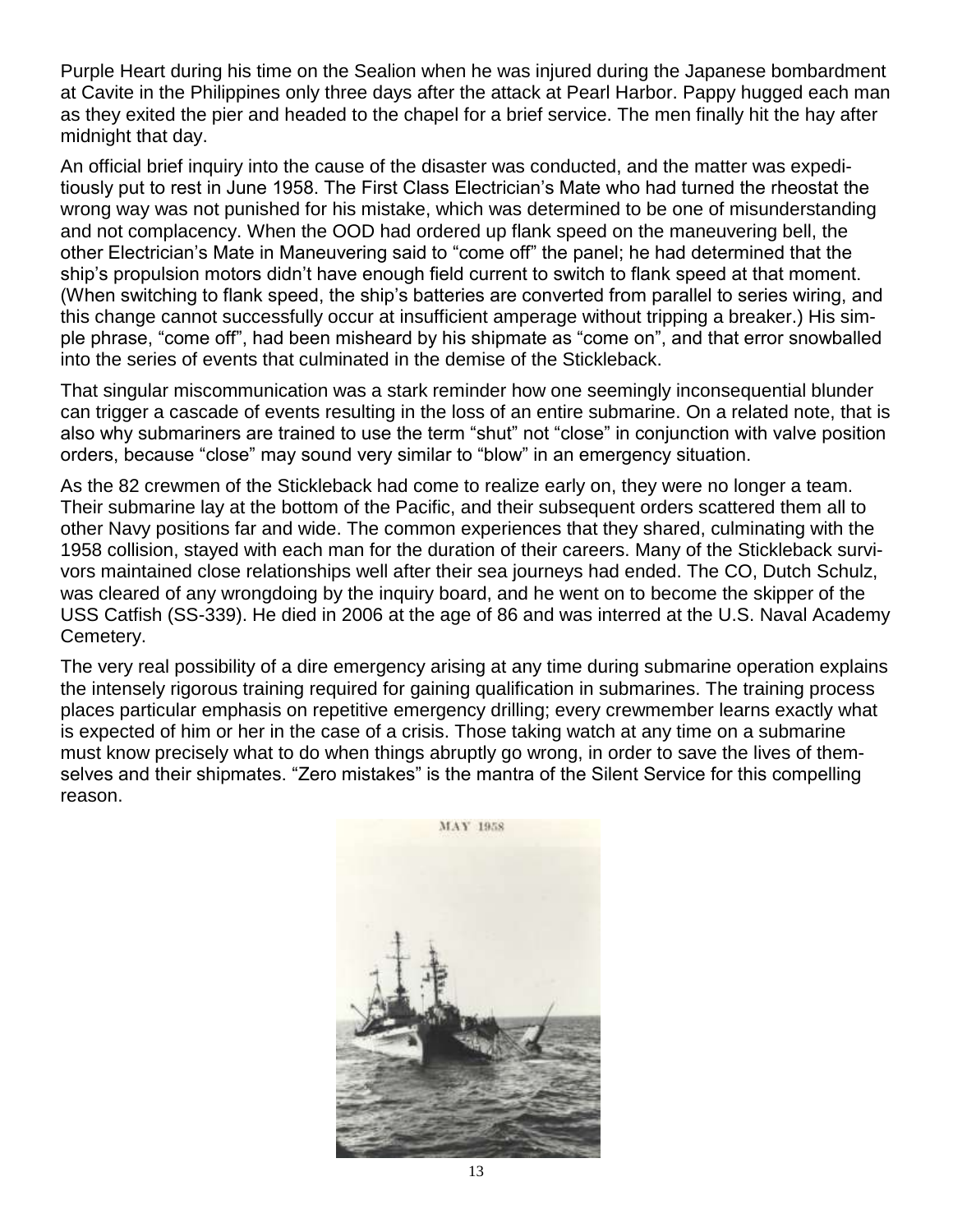Purple Heart during his time on the Sealion when he was injured during the Japanese bombardment at Cavite in the Philippines only three days after the attack at Pearl Harbor. Pappy hugged each man as they exited the pier and headed to the chapel for a brief service. The men finally hit the hay after midnight that day.

An official brief inquiry into the cause of the disaster was conducted, and the matter was expeditiously put to rest in June 1958. The First Class Electrician's Mate who had turned the rheostat the wrong way was not punished for his mistake, which was determined to be one of misunderstanding and not complacency. When the OOD had ordered up flank speed on the maneuvering bell, the other Electrician's Mate in Maneuvering said to "come off" the panel; he had determined that the ship's propulsion motors didn't have enough field current to switch to flank speed at that moment. (When switching to flank speed, the ship's batteries are converted from parallel to series wiring, and this change cannot successfully occur at insufficient amperage without tripping a breaker.) His simple phrase, "come off", had been misheard by his shipmate as "come on", and that error snowballed into the series of events that culminated in the demise of the Stickleback.

That singular miscommunication was a stark reminder how one seemingly inconsequential blunder can trigger a cascade of events resulting in the loss of an entire submarine. On a related note, that is also why submariners are trained to use the term "shut" not "close" in conjunction with valve position orders, because "close" may sound very similar to "blow" in an emergency situation.

As the 82 crewmen of the Stickleback had come to realize early on, they were no longer a team. Their submarine lay at the bottom of the Pacific, and their subsequent orders scattered them all to other Navy positions far and wide. The common experiences that they shared, culminating with the 1958 collision, stayed with each man for the duration of their careers. Many of the Stickleback survivors maintained close relationships well after their sea journeys had ended. The CO, Dutch Schulz, was cleared of any wrongdoing by the inquiry board, and he went on to become the skipper of the USS Catfish (SS-339). He died in 2006 at the age of 86 and was interred at the U.S. Naval Academy Cemetery.

The very real possibility of a dire emergency arising at any time during submarine operation explains the intensely rigorous training required for gaining qualification in submarines. The training process places particular emphasis on repetitive emergency drilling; every crewmember learns exactly what is expected of him or her in the case of a crisis. Those taking watch at any time on a submarine must know precisely what to do when things abruptly go wrong, in order to save the lives of themselves and their shipmates. "Zero mistakes" is the mantra of the Silent Service for this compelling reason.

MAY 1958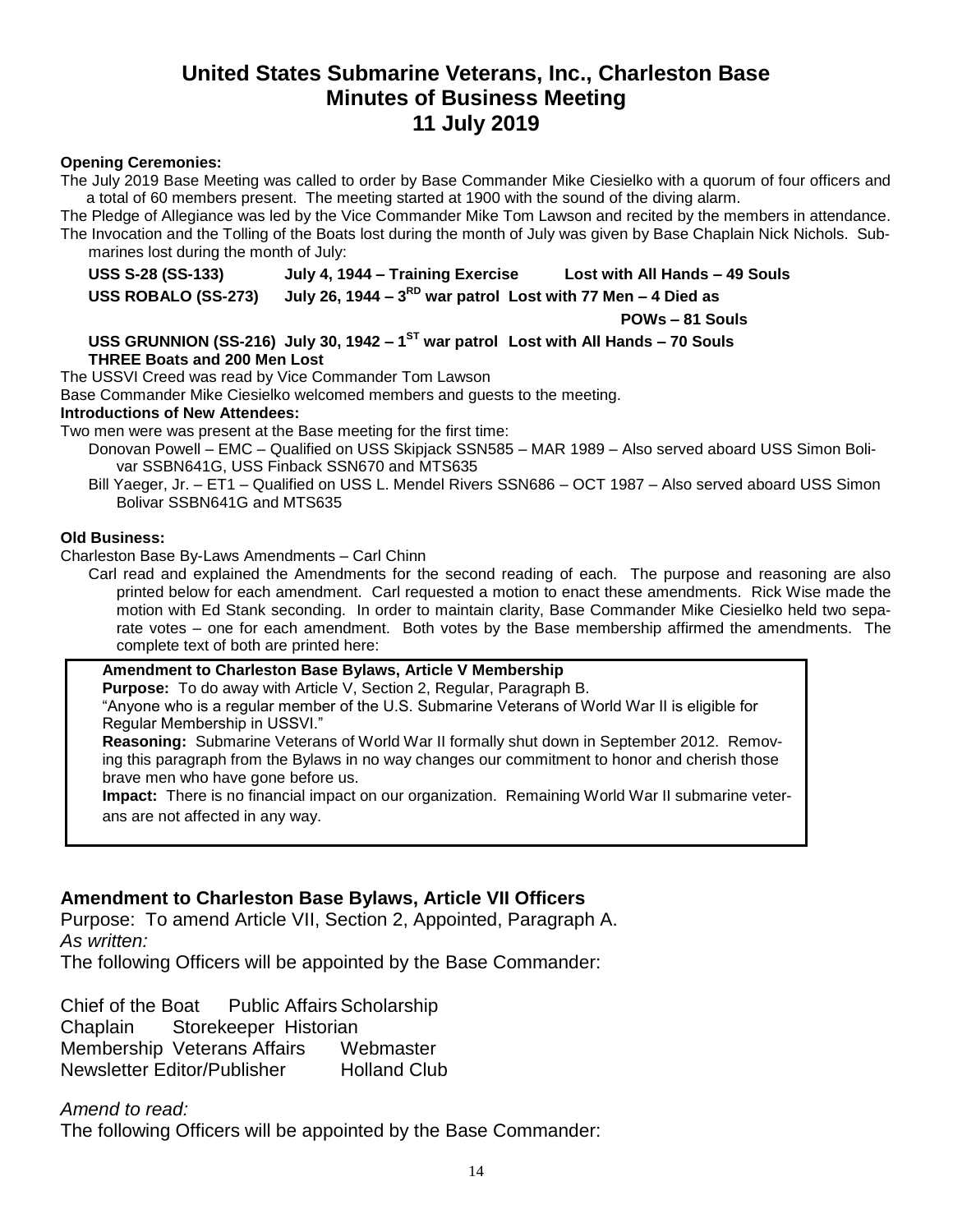# United States Submarine Veterans, Inc., Charleston Base
# Minutes of Business Meeting
# 11 July 2019

**Opening Ceremonies:**

The July 2019 Base Meeting was called to order by Base Commander Mike Ciesielko with a quorum of four officers and a total of 60 members present. The meeting started at 1900 with the sound of the diving alarm.

The Pledge of Allegiance was led by the Vice Commander Mike Tom Lawson and recited by the members in attendance.

The Invocation and the Tolling of the Boats lost during the month of July was given by Base Chaplain Nick Nichols. Submarines lost during the month of July:

**USS S-28 (SS-133) July 4, 1944 – Training Exercise Lost with All Hands – 49 Souls**

**USS ROBALO (SS-273) July 26, 1944 – 3RD war patrol Lost with 77 Men – 4 Died as POWs – 81 Souls**

**USS GRUNNION (SS-216) July 30, 1942 – 1ST war patrol Lost with All Hands – 70 Souls**

**THREE Boats and 200 Men Lost**

The USSVI Creed was read by Vice Commander Tom Lawson

Base Commander Mike Ciesielko welcomed members and guests to the meeting.

**Introductions of New Attendees:**

Two men were was present at the Base meeting for the first time:

- Donovan Powell – EMC – Qualified on USS Skipjack SSN585 – MAR 1989 – Also served aboard USS Simon Bolivar SSBN641G, USS Finback SSN670 and MTS635
- Bill Yaeger, Jr. – ET1 – Qualified on USS L. Mendel Rivers SSN686 – OCT 1987 – Also served aboard USS Simon Bolivar SSBN641G and MTS635

**Old Business:**

Charleston Base By-Laws Amendments – Carl Chinn

Carl read and explained the Amendments for the second reading of each. The purpose and reasoning are also printed below for each amendment. Carl requested a motion to enact these amendments. Rick Wise made the motion with Ed Stank seconding. In order to maintain clarity, Base Commander Mike Ciesielko held two separate votes – one for each amendment. Both votes by the Base membership affirmed the amendments. The complete text of both are printed here:

**Amendment to Charleston Base Bylaws, Article V Membership**

**Purpose:** To do away with Article V, Section 2, Regular, Paragraph B.

"Anyone who is a regular member of the U.S. Submarine Veterans of World War II is eligible for Regular Membership in USSVI."

**Reasoning:** Submarine Veterans of World War II formally shut down in September 2012. Removing this paragraph from the Bylaws in no way changes our commitment to honor and cherish those brave men who have gone before us.

**Impact:** There is no financial impact on our organization. Remaining World War II submarine veterans are not affected in any way.

## Amendment to Charleston Base Bylaws, Article VII Officers

Purpose: To amend Article VII, Section 2, Appointed, Paragraph A.

*As written:*

The following Officers will be appointed by the Base Commander:

Chief of the Boat Public Affairs Scholarship
Chaplain Storekeeper Historian
Membership Veterans Affairs Webmaster
Newsletter Editor/Publisher Holland Club

*Amend to read:*

The following Officers will be appointed by the Base Commander: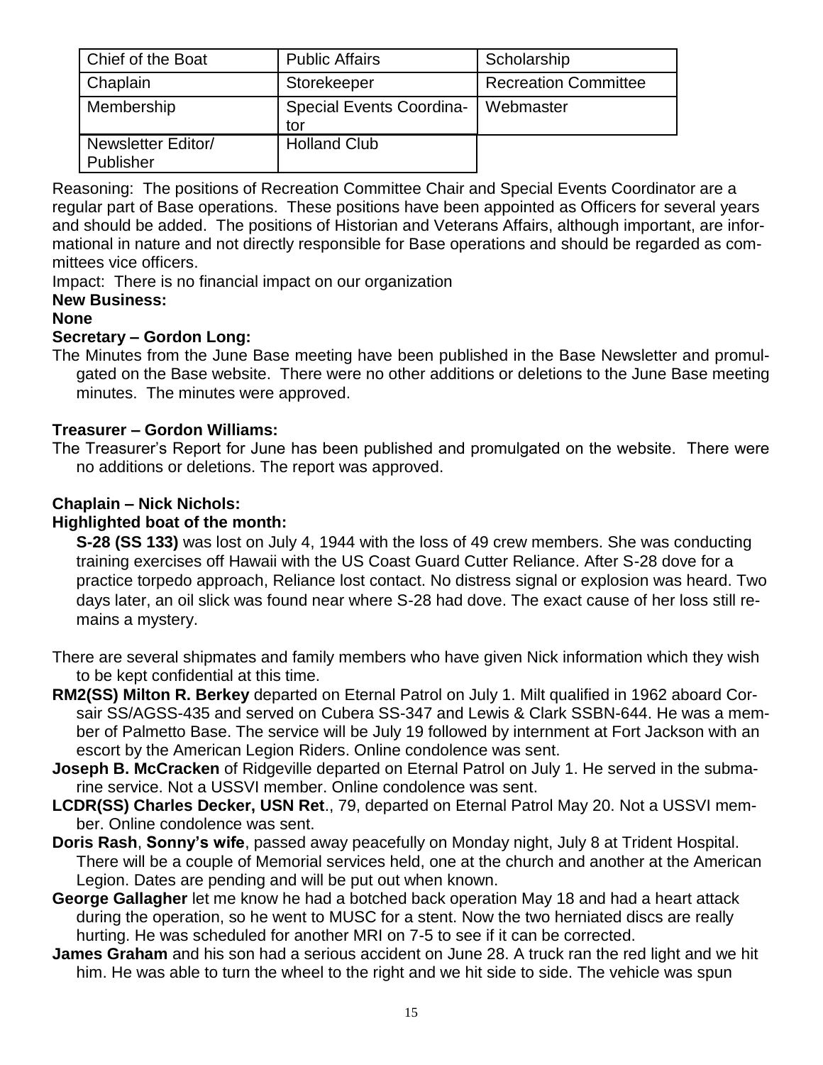| Chief of the Boat | Public Affairs | Scholarship |
|---|---|---|
| Chaplain | Storekeeper | Recreation Committee |
| Membership | Special Events Coordinator | Webmaster |
| Newsletter Editor/ Publisher | Holland Club | |

Reasoning: The positions of Recreation Committee Chair and Special Events Coordinator are a regular part of Base operations. These positions have been appointed as Officers for several years and should be added. The positions of Historian and Veterans Affairs, although important, are informational in nature and not directly responsible for Base operations and should be regarded as committees vice officers.

Impact: There is no financial impact on our organization

**New Business:**

**None**

**Secretary – Gordon Long:**

The Minutes from the June Base meeting have been published in the Base Newsletter and promulgated on the Base website. There were no other additions or deletions to the June Base meeting minutes. The minutes were approved.

**Treasurer – Gordon Williams:**

The Treasurer's Report for June has been published and promulgated on the website. There were no additions or deletions. The report was approved.

**Chaplain – Nick Nichols:**

**Highlighted boat of the month:**

**S-28 (SS 133)** was lost on July 4, 1944 with the loss of 49 crew members. She was conducting training exercises off Hawaii with the US Coast Guard Cutter Reliance. After S-28 dove for a practice torpedo approach, Reliance lost contact. No distress signal or explosion was heard. Two days later, an oil slick was found near where S-28 had dove. The exact cause of her loss still remains a mystery.

There are several shipmates and family members who have given Nick information which they wish to be kept confidential at this time.

**RM2(SS) Milton R. Berkey** departed on Eternal Patrol on July 1. Milt qualified in 1962 aboard Corsair SS/AGSS-435 and served on Cubera SS-347 and Lewis & Clark SSBN-644. He was a member of Palmetto Base. The service will be July 19 followed by internment at Fort Jackson with an escort by the American Legion Riders. Online condolence was sent.

**Joseph B. McCracken** of Ridgeville departed on Eternal Patrol on July 1. He served in the submarine service. Not a USSVI member. Online condolence was sent.

**LCDR(SS) Charles Decker, USN Ret**., 79, departed on Eternal Patrol May 20. Not a USSVI member. Online condolence was sent.

**Doris Rash**, **Sonny's wife**, passed away peacefully on Monday night, July 8 at Trident Hospital. There will be a couple of Memorial services held, one at the church and another at the American Legion. Dates are pending and will be put out when known.

**George Gallagher** let me know he had a botched back operation May 18 and had a heart attack during the operation, so he went to MUSC for a stent. Now the two herniated discs are really hurting. He was scheduled for another MRI on 7-5 to see if it can be corrected.

**James Graham** and his son had a serious accident on June 28. A truck ran the red light and we hit him. He was able to turn the wheel to the right and we hit side to side. The vehicle was spun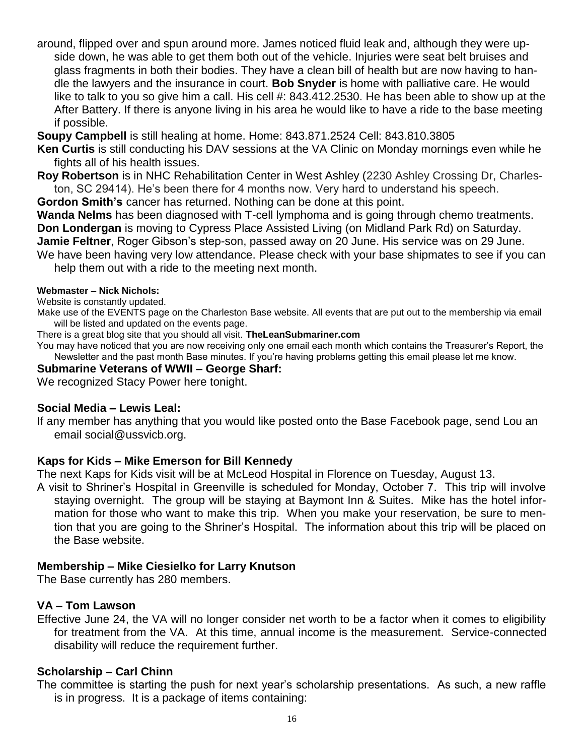around, flipped over and spun around more. James noticed fluid leak and, although they were upside down, he was able to get them both out of the vehicle. Injuries were seat belt bruises and glass fragments in both their bodies. They have a clean bill of health but are now having to handle the lawyers and the insurance in court. **Bob Snyder** is home with palliative care. He would like to talk to you so give him a call. His cell #: 843.412.2530. He has been able to show up at the After Battery. If there is anyone living in his area he would like to have a ride to the base meeting if possible.

**Soupy Campbell** is still healing at home. Home: 843.871.2524 Cell: 843.810.3805

**Ken Curtis** is still conducting his DAV sessions at the VA Clinic on Monday mornings even while he fights all of his health issues.

**Roy Robertson** is in NHC Rehabilitation Center in West Ashley (2230 Ashley Crossing Dr, Charleston, SC 29414). He's been there for 4 months now. Very hard to understand his speech.

**Gordon Smith's** cancer has returned. Nothing can be done at this point.

**Wanda Nelms** has been diagnosed with T-cell lymphoma and is going through chemo treatments.

**Don Londergan** is moving to Cypress Place Assisted Living (on Midland Park Rd) on Saturday.

**Jamie Feltner**, Roger Gibson's step-son, passed away on 20 June. His service was on 29 June.

We have been having very low attendance. Please check with your base shipmates to see if you can help them out with a ride to the meeting next month.

**Webmaster – Nick Nichols:**

Website is constantly updated.

Make use of the EVENTS page on the Charleston Base website. All events that are put out to the membership via email will be listed and updated on the events page.

There is a great blog site that you should all visit. **TheLeanSubmariner.com**

You may have noticed that you are now receiving only one email each month which contains the Treasurer's Report, the Newsletter and the past month Base minutes. If you're having problems getting this email please let me know.

### Submarine Veterans of WWII – George Sharf:

We recognized Stacy Power here tonight.

### Social Media – Lewis Leal:

If any member has anything that you would like posted onto the Base Facebook page, send Lou an email social@ussvicb.org.

### Kaps for Kids – Mike Emerson for Bill Kennedy

The next Kaps for Kids visit will be at McLeod Hospital in Florence on Tuesday, August 13.

A visit to Shriner's Hospital in Greenville is scheduled for Monday, October 7. This trip will involve staying overnight. The group will be staying at Baymont Inn & Suites. Mike has the hotel information for those who want to make this trip. When you make your reservation, be sure to mention that you are going to the Shriner's Hospital. The information about this trip will be placed on the Base website.

### Membership – Mike Ciesielko for Larry Knutson

The Base currently has 280 members.

### VA – Tom Lawson

Effective June 24, the VA will no longer consider net worth to be a factor when it comes to eligibility for treatment from the VA. At this time, annual income is the measurement. Service-connected disability will reduce the requirement further.

### Scholarship – Carl Chinn

The committee is starting the push for next year's scholarship presentations. As such, a new raffle is in progress. It is a package of items containing: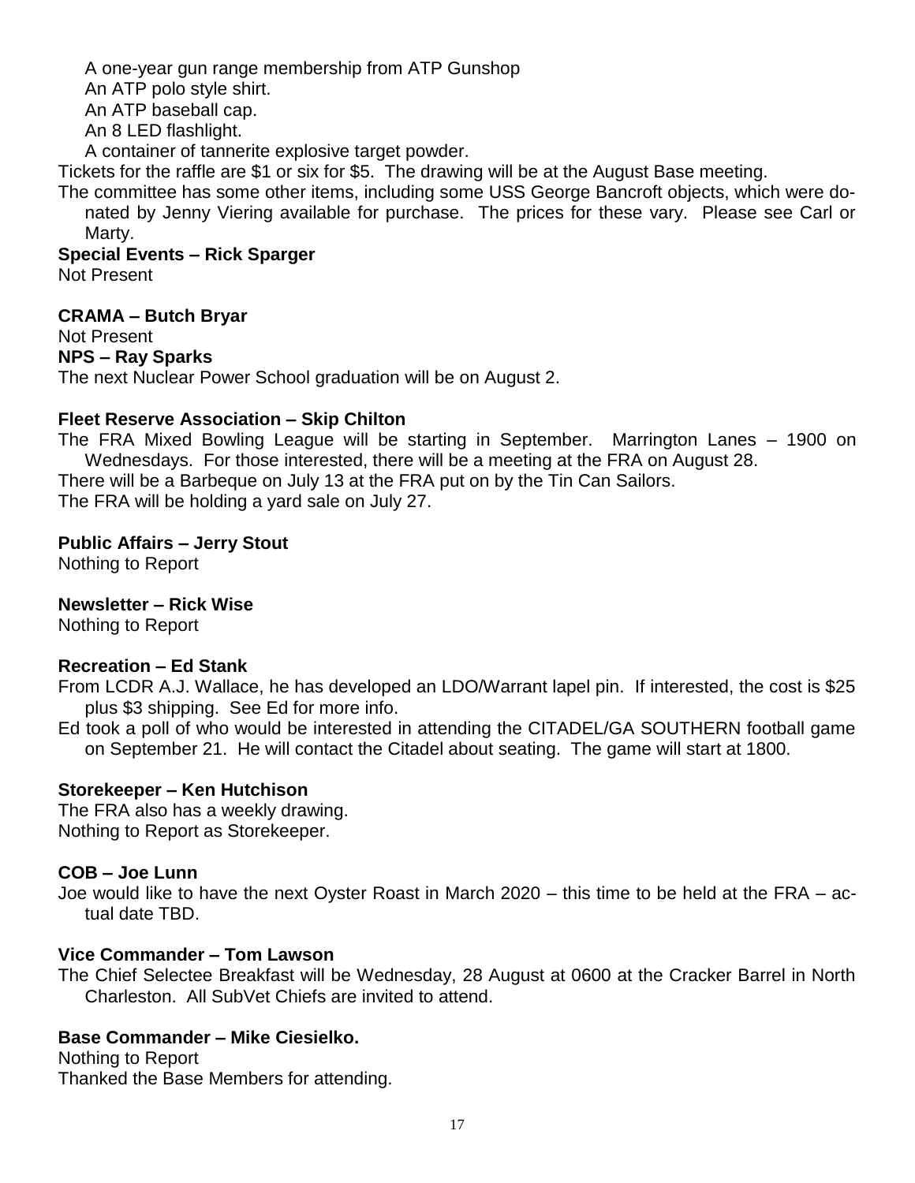A one-year gun range membership from ATP Gunshop
An ATP polo style shirt.
An ATP baseball cap.
An 8 LED flashlight.
A container of tannerite explosive target powder.

Tickets for the raffle are $1 or six for $5. The drawing will be at the August Base meeting.

The committee has some other items, including some USS George Bancroft objects, which were donated by Jenny Viering available for purchase. The prices for these vary. Please see Carl or Marty.

**Special Events – Rick Sparger**

Not Present

**CRAMA – Butch Bryar**

Not Present

**NPS – Ray Sparks**

The next Nuclear Power School graduation will be on August 2.

**Fleet Reserve Association – Skip Chilton**

The FRA Mixed Bowling League will be starting in September. Marrington Lanes – 1900 on Wednesdays. For those interested, there will be a meeting at the FRA on August 28.

There will be a Barbeque on July 13 at the FRA put on by the Tin Can Sailors.

The FRA will be holding a yard sale on July 27.

**Public Affairs – Jerry Stout**

Nothing to Report

**Newsletter – Rick Wise**

Nothing to Report

**Recreation – Ed Stank**

From LCDR A.J. Wallace, he has developed an LDO/Warrant lapel pin. If interested, the cost is $25 plus $3 shipping. See Ed for more info.

Ed took a poll of who would be interested in attending the CITADEL/GA SOUTHERN football game on September 21. He will contact the Citadel about seating. The game will start at 1800.

**Storekeeper – Ken Hutchison**

The FRA also has a weekly drawing.

Nothing to Report as Storekeeper.

**COB – Joe Lunn**

Joe would like to have the next Oyster Roast in March 2020 – this time to be held at the FRA – actual date TBD.

**Vice Commander – Tom Lawson**

The Chief Selectee Breakfast will be Wednesday, 28 August at 0600 at the Cracker Barrel in North Charleston. All SubVet Chiefs are invited to attend.

**Base Commander – Mike Ciesielko.**

Nothing to Report

Thanked the Base Members for attending.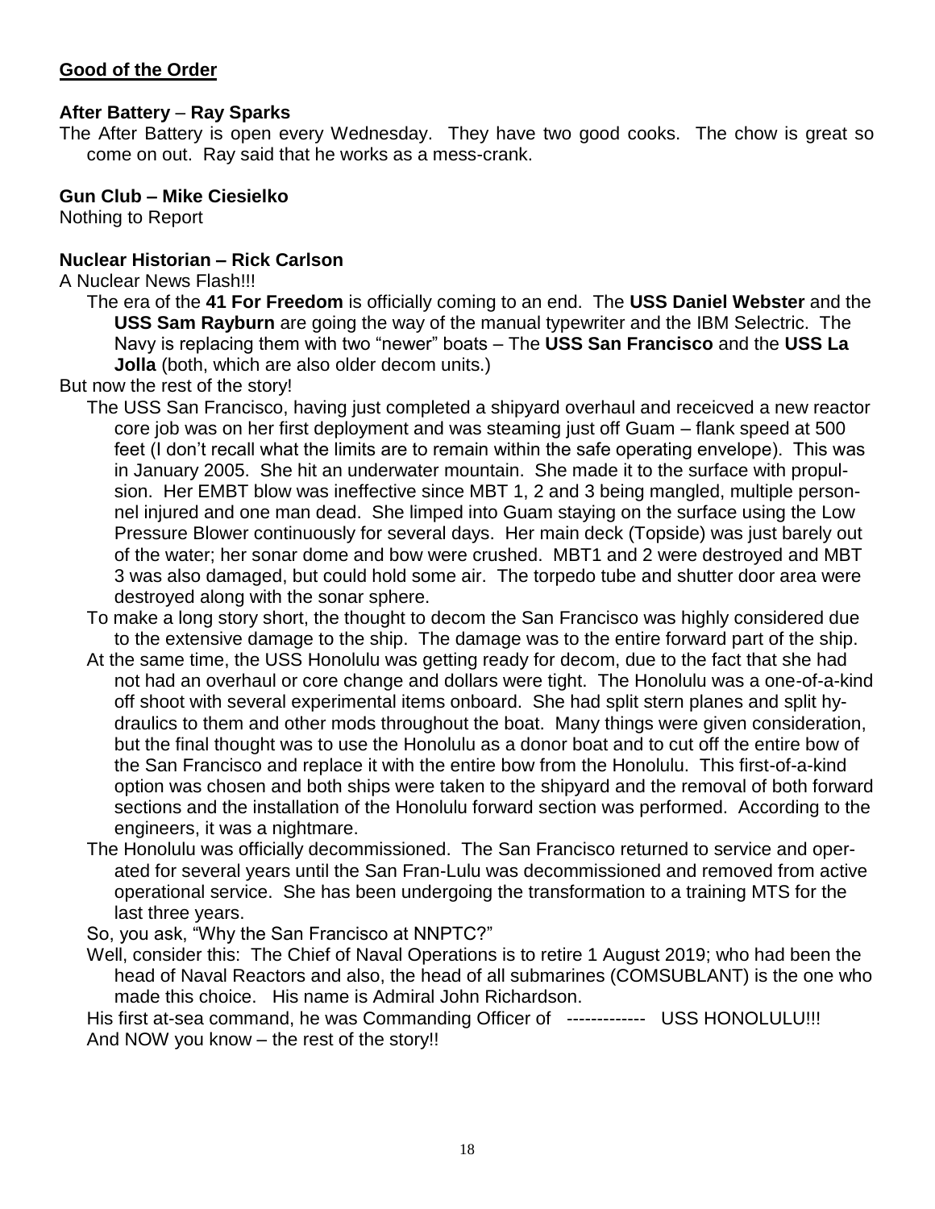**Good of the Order**

**After Battery – Ray Sparks**

The After Battery is open every Wednesday. They have two good cooks. The chow is great so come on out. Ray said that he works as a mess-crank.

**Gun Club – Mike Ciesielko**

Nothing to Report

**Nuclear Historian – Rick Carlson**

A Nuclear News Flash!!!

The era of the **41 For Freedom** is officially coming to an end. The **USS Daniel Webster** and the **USS Sam Rayburn** are going the way of the manual typewriter and the IBM Selectric. The Navy is replacing them with two "newer" boats – The **USS San Francisco** and the **USS La Jolla** (both, which are also older decom units.)

But now the rest of the story!

The USS San Francisco, having just completed a shipyard overhaul and receicved a new reactor core job was on her first deployment and was steaming just off Guam – flank speed at 500 feet (I don't recall what the limits are to remain within the safe operating envelope). This was in January 2005. She hit an underwater mountain. She made it to the surface with propulsion. Her EMBT blow was ineffective since MBT 1, 2 and 3 being mangled, multiple personnel injured and one man dead. She limped into Guam staying on the surface using the Low Pressure Blower continuously for several days. Her main deck (Topside) was just barely out of the water; her sonar dome and bow were crushed. MBT1 and 2 were destroyed and MBT 3 was also damaged, but could hold some air. The torpedo tube and shutter door area were destroyed along with the sonar sphere.

To make a long story short, the thought to decom the San Francisco was highly considered due to the extensive damage to the ship. The damage was to the entire forward part of the ship.

At the same time, the USS Honolulu was getting ready for decom, due to the fact that she had not had an overhaul or core change and dollars were tight. The Honolulu was a one-of-a-kind off shoot with several experimental items onboard. She had split stern planes and split hydraulics to them and other mods throughout the boat. Many things were given consideration, but the final thought was to use the Honolulu as a donor boat and to cut off the entire bow of the San Francisco and replace it with the entire bow from the Honolulu. This first-of-a-kind option was chosen and both ships were taken to the shipyard and the removal of both forward sections and the installation of the Honolulu forward section was performed. According to the engineers, it was a nightmare.

The Honolulu was officially decommissioned. The San Francisco returned to service and operated for several years until the San Fran-Lulu was decommissioned and removed from active operational service. She has been undergoing the transformation to a training MTS for the last three years.

So, you ask, "Why the San Francisco at NNPTC?"

Well, consider this: The Chief of Naval Operations is to retire 1 August 2019; who had been the head of Naval Reactors and also, the head of all submarines (COMSUBLANT) is the one who made this choice. His name is Admiral John Richardson.

His first at-sea command, he was Commanding Officer of ------------- USS HONOLULU!!!

And NOW you know – the rest of the story!!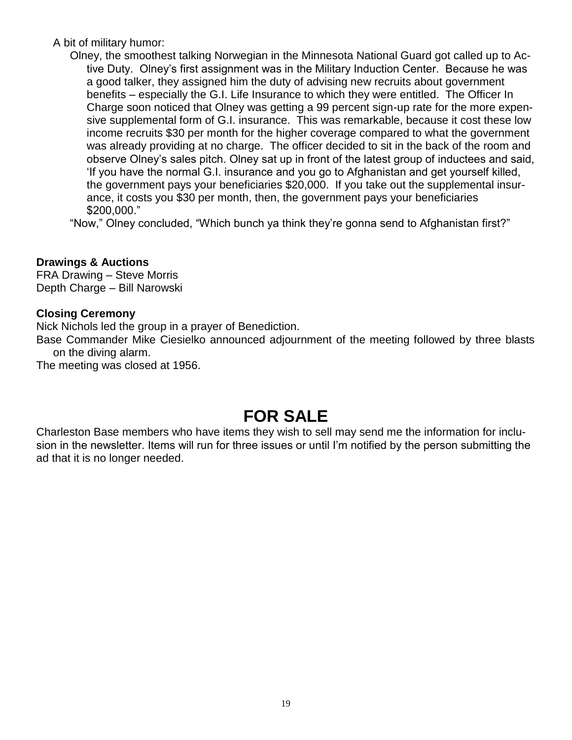A bit of military humor:

Olney, the smoothest talking Norwegian in the Minnesota National Guard got called up to Active Duty. Olney's first assignment was in the Military Induction Center. Because he was a good talker, they assigned him the duty of advising new recruits about government benefits – especially the G.I. Life Insurance to which they were entitled. The Officer In Charge soon noticed that Olney was getting a 99 percent sign-up rate for the more expensive supplemental form of G.I. insurance. This was remarkable, because it cost these low income recruits $30 per month for the higher coverage compared to what the government was already providing at no charge. The officer decided to sit in the back of the room and observe Olney's sales pitch. Olney sat up in front of the latest group of inductees and said, 'If you have the normal G.I. insurance and you go to Afghanistan and get yourself killed, the government pays your beneficiaries $20,000. If you take out the supplemental insurance, it costs you $30 per month, then, the government pays your beneficiaries $200,000."

"Now," Olney concluded, "Which bunch ya think they're gonna send to Afghanistan first?"

**Drawings & Auctions**

FRA Drawing – Steve Morris
Depth Charge – Bill Narowski

**Closing Ceremony**

Nick Nichols led the group in a prayer of Benediction.

Base Commander Mike Ciesielko announced adjournment of the meeting followed by three blasts on the diving alarm.

The meeting was closed at 1956.

# FOR SALE

Charleston Base members who have items they wish to sell may send me the information for inclusion in the newsletter. Items will run for three issues or until I'm notified by the person submitting the ad that it is no longer needed.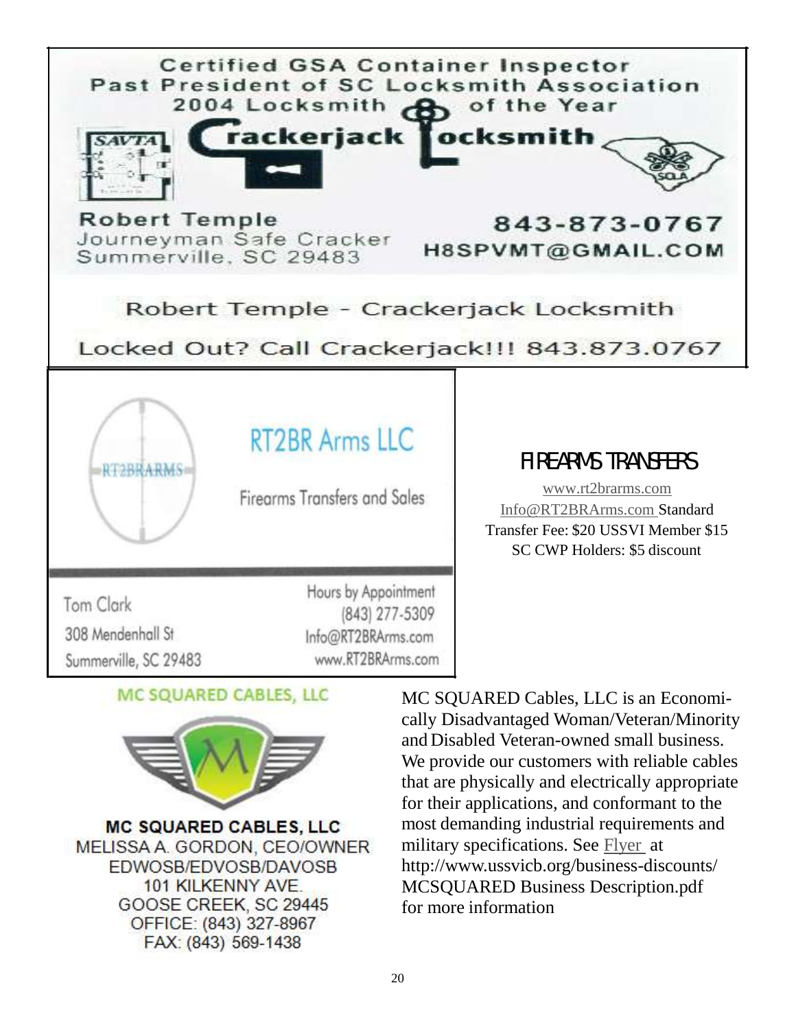Certified GSA Container Inspector
Past President of SC Locksmith Association
2004 Locksmith of the Year

**Crackerjack Locksmith**

SAVTA

SOLA

**Robert Temple**
Journeyman Safe Cracker
Summerville, SC 29483

**843-873-0767**
**H8SPVMT@GMAIL.COM**

Robert Temple - Crackerjack Locksmith

Locked Out? Call Crackerjack!!! 843.873.0767

RT2BRARMS

## RT2BR Arms LLC

Firearms Transfers and Sales

Tom Clark
308 Mendenhall St
Summerville, SC 29483

Hours by Appointment
(843) 277-5309
Info@RT2BRArms.com
www.RT2BRArms.com

## FIREARMS TRANSFERS

www.rt2brarms.com
Info@RT2BRArms.com Standard Transfer Fee: $20 USSVI Member $15
SC CWP Holders: $5 discount

**MC SQUARED CABLES, LLC**

**MC SQUARED CABLES, LLC**
MELISSA A. GORDON, CEO/OWNER
EDWOSB/EDVOSB/DAVOSB
101 KILKENNY AVE.
GOOSE CREEK, SC 29445
OFFICE: (843) 327-8967
FAX: (843) 569-1438

MC SQUARED Cables, LLC is an Economically Disadvantaged Woman/Veteran/Minority and Disabled Veteran-owned small business. We provide our customers with reliable cables that are physically and electrically appropriate for their applications, and conformant to the most demanding industrial requirements and military specifications. See Flyer at http://www.ussvicb.org/business-discounts/MCSQUARED Business Description.pdf for more information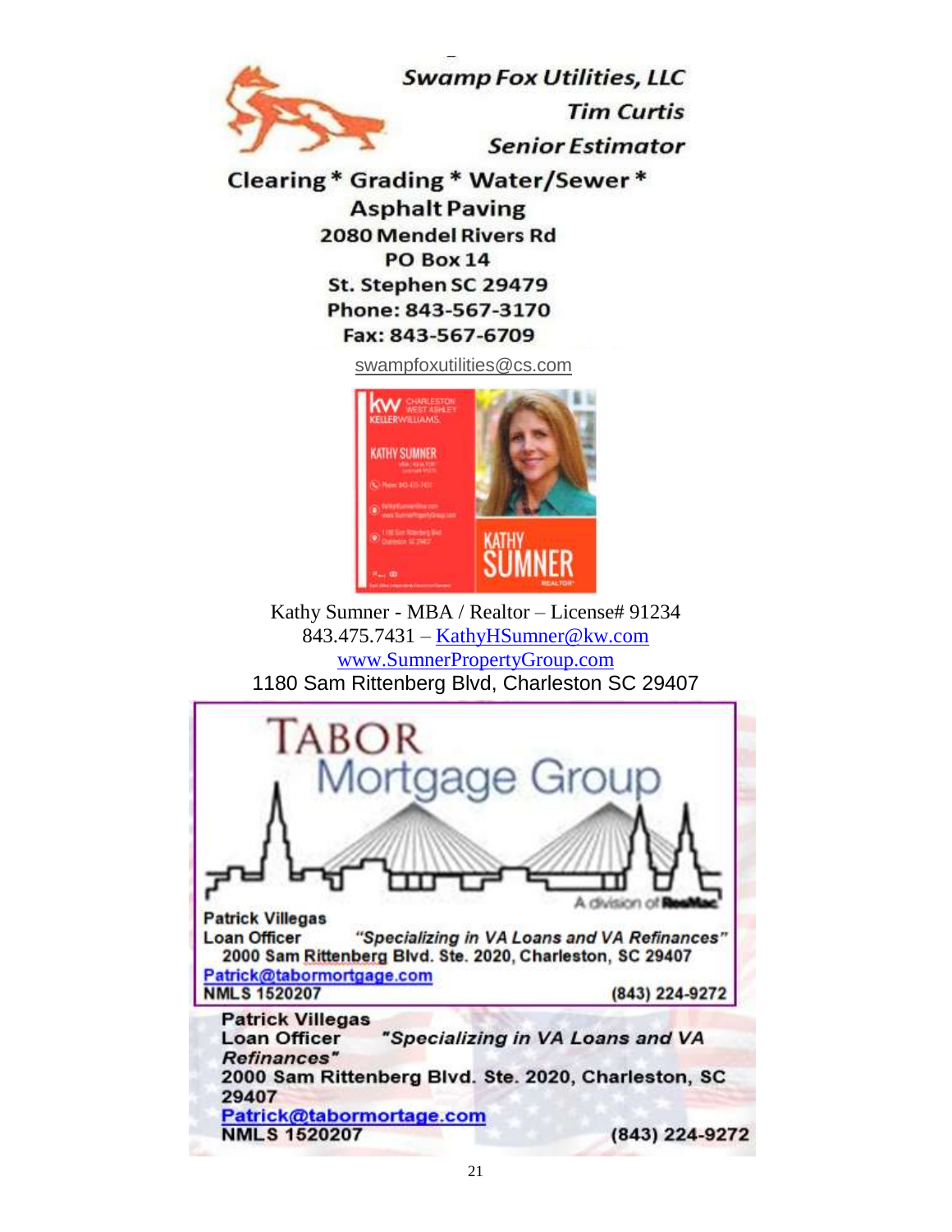**Swamp Fox Utilities, LLC**

**Tim Curtis**

**Senior Estimator**

**Clearing * Grading * Water/Sewer * Asphalt Paving**

**2080 Mendel Rivers Rd**

**PO Box 14**

**St. Stephen SC 29479**

**Phone: 843-567-3170**

**Fax: 843-567-6709**

swampfoxutilities@cs.com

Kathy Sumner - MBA / Realtor – License# 91234

843.475.7431 – KathyHSumner@kw.com

www.SumnerPropertyGroup.com

1180 Sam Rittenberg Blvd, Charleston SC 29407

TABOR Mortgage Group

A division of RealMac

**Patrick Villegas**

**Loan Officer** ***"Specializing in VA Loans and VA Refinances"***

**2000 Sam Rittenberg Blvd. Ste. 2020, Charleston, SC 29407**

**Patrick@tabormortgage.com**

**NMLS 1520207** **(843) 224-9272**

**Patrick Villegas**

**Loan Officer** ***"Specializing in VA Loans and VA Refinances"***

**2000 Sam Rittenberg Blvd. Ste. 2020, Charleston, SC 29407**

**Patrick@tabormortage.com**

**NMLS 1520207** **(843) 224-9272**